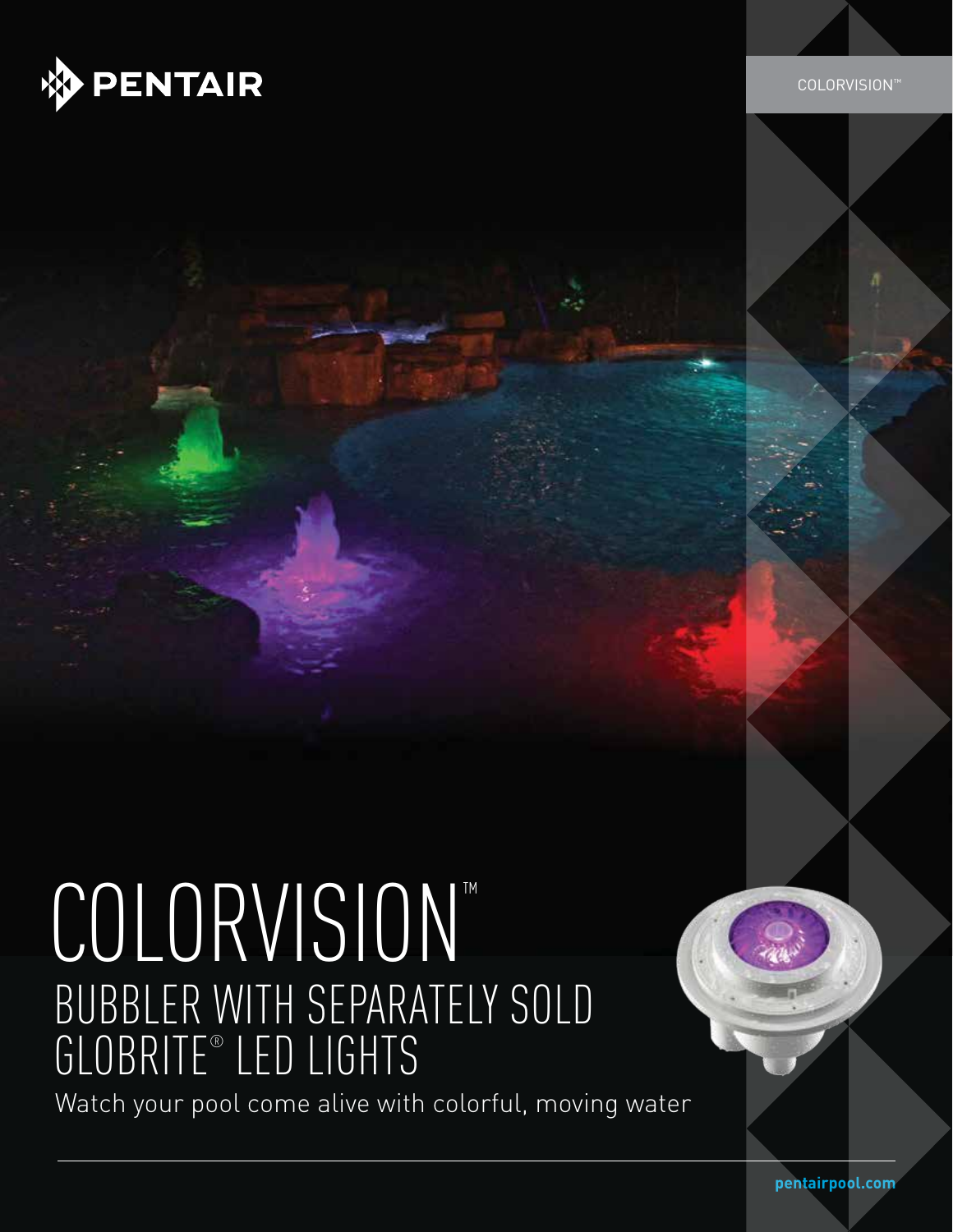# COLORVISION™

## BUBBLER WITH SEPARATELY SOLD GLOBRITE® LED LIGHTS

Watch your pool come alive with colorful, moving water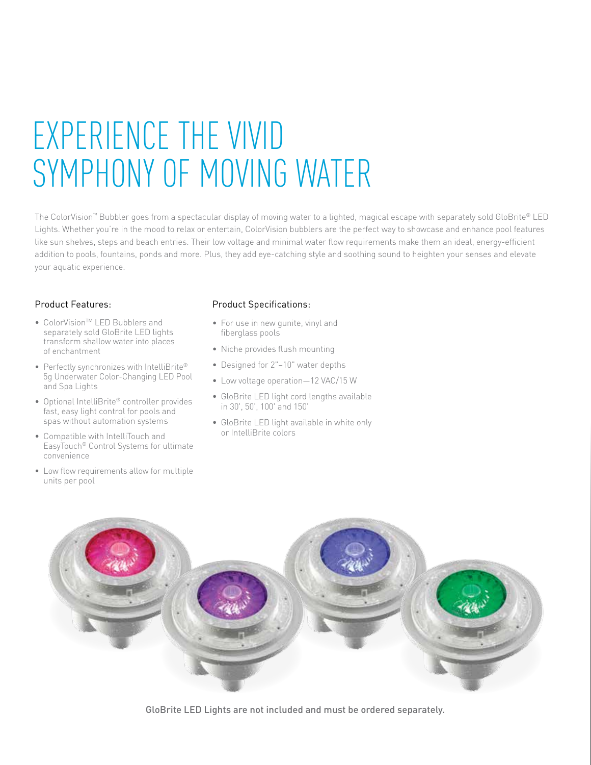# EXPERIENCE THE VIVID SYMPHONY OF MOVING WATER

The ColorVision™ Bubbler goes from a spectacular display of moving water to a lighted, magical escape with separately sold GloBrite® LED Lights. Whether you're in the mood to relax or entertain, ColorVision bubblers are the perfect way to showcase and enhance pool features like sun shelves, steps and beach entries. Their low voltage and minimal water flow requirements make them an ideal, energy-efficient addition to pools, fountains, ponds and more. Plus, they add eye-catching style and soothing sound to heighten your senses and elevate your aquatic experience.

## Product Features:

- ColorVision™ LED Bubblers and separately sold GloBrite LED lights transform shallow water into places of enchantment
- Perfectly synchronizes with IntelliBrite® 5g Underwater Color-Changing LED Pool and Spa Lights
- Optional IntelliBrite® controller provides fast, easy light control for pools and spas without automation systems
- Compatible with IntelliTouch and EasyTouch® Control Systems for ultimate convenience
- Low flow requirements allow for multiple units per pool

## Product Specifications:

- For use in new gunite, vinyl and fiberglass pools
- Niche provides flush mounting
- Designed for 2"–10" water depths
- Low voltage operation—12 VAC/15 W
- GloBrite LED light cord lengths available in 30', 50', 100' and 150'
- GloBrite LED light available in white only or IntelliBrite colors

GloBrite LED Lights are not included and must be ordered separately.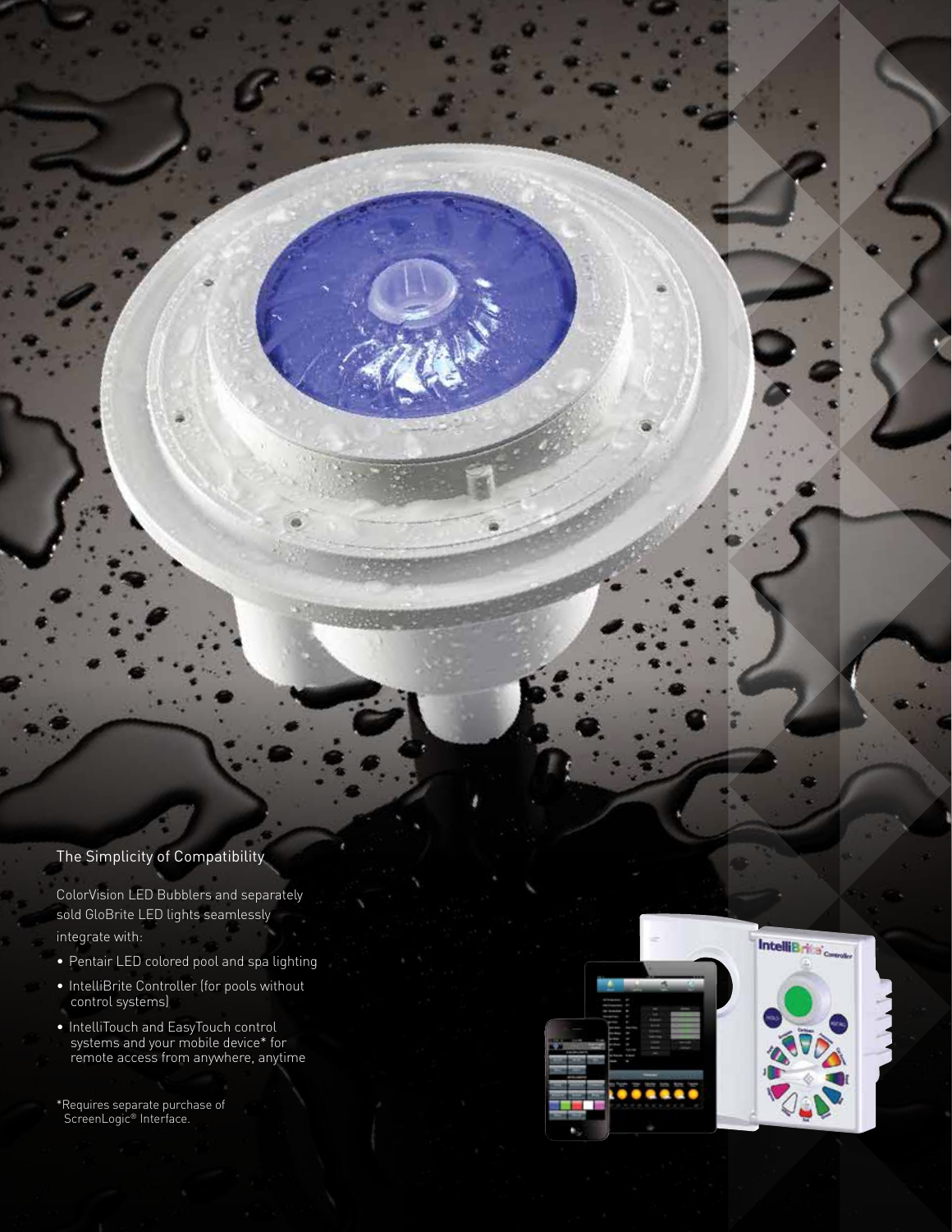## The Simplicity of Compatibility

ColorVision LED Bubblers and separately sold GloBrite LED lights seamlessly integrate with:

- Pentair LED colored pool and spa lighting
- IntelliBrite Controller (for pools without control systems)
- IntelliTouch and EasyTouch control systems and your mobile device* for remote access from anywhere, anytime

*Requires separate purchase of ScreenLogic® Interface.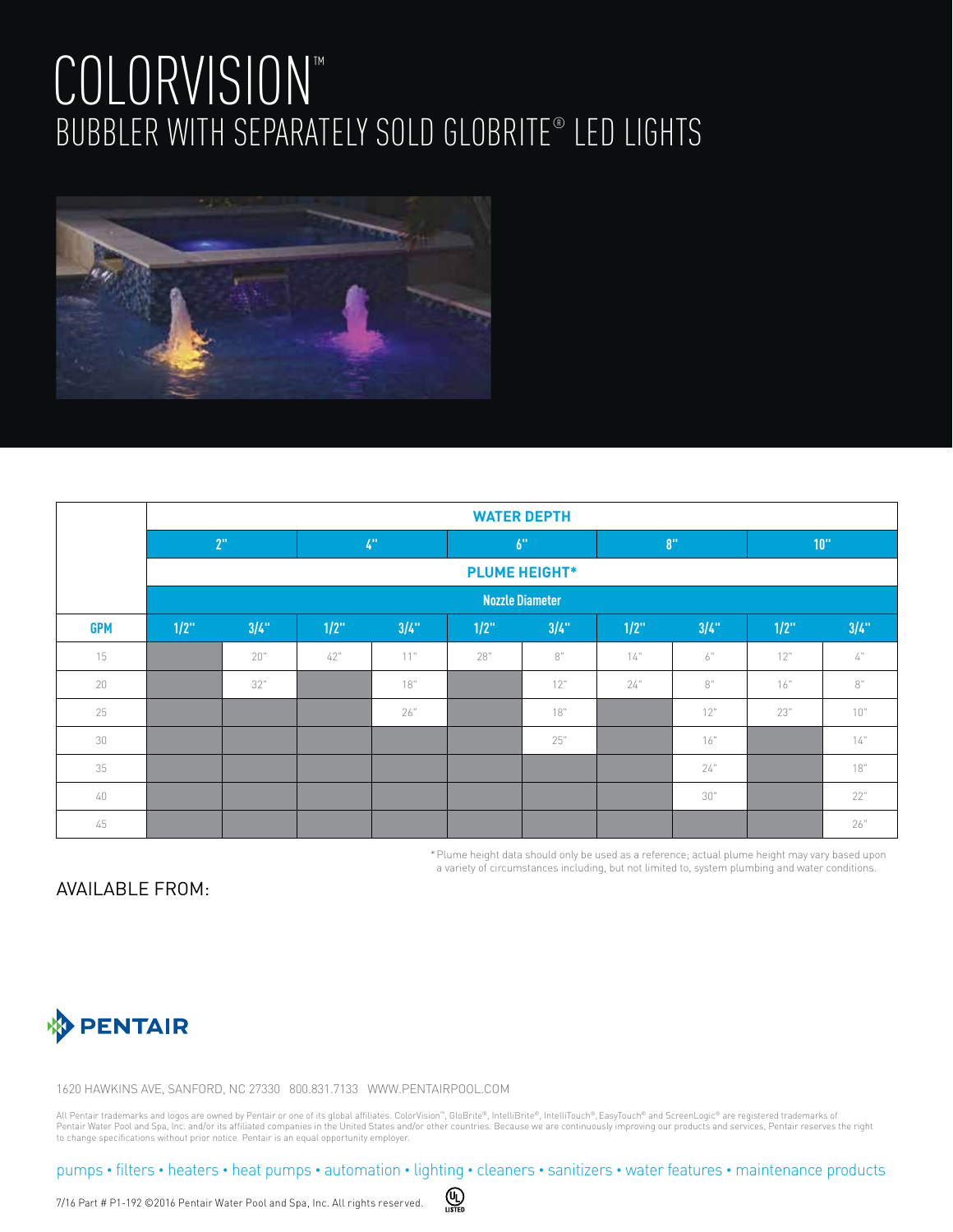# COLORVISION™

## BUBBLER WITH SEPARATELY SOLD GLOBRITE® LED LIGHTS

| | **WATER DEPTH** | | | | | | | | | |
|---|---|---|---|---|---|---|---|---|---|---|
| | **2"** | | **4"** | | **6"** | | **8"** | | **10"** | |
| | **PLUME HEIGHT*** | | | | | | | | | |
| | **Nozzle Diameter** | | | | | | | | | |
| **GPM** | **1/2"** | **3/4"** | **1/2"** | **3/4"** | **1/2"** | **3/4"** | **1/2"** | **3/4"** | **1/2"** | **3/4"** |
| 15 | | 20" | 42" | 11" | 28" | 8" | 14" | 6" | 12" | 4" |
| 20 | | 32" | | 18" | | 12" | 24" | 8" | 16" | 8" |
| 25 | | | | 26" | | 18" | | 12" | 23" | 10" |
| 30 | | | | | | 25" | | 16" | | 14" |
| 35 | | | | | | | | 24" | | 18" |
| 40 | | | | | | | | 30" | | 22" |
| 45 | | | | | | | | | | 26" |

*Plume height data should only be used as a reference; actual plume height may vary based upon a variety of circumstances including, but not limited to, system plumbing and water conditions.

AVAILABLE FROM:

PENTAIR

1620 HAWKINS AVE, SANFORD, NC 27330 800.831.7133 WWW.PENTAIRPOOL.COM

All Pentair trademarks and logos are owned by Pentair or one of its global affiliates. ColorVision™, GloBrite®, IntelliBrite®, IntelliTouch®, EasyTouch® and ScreenLogic® are registered trademarks of Pentair Water Pool and Spa, Inc. and/or its affiliated companies in the United States and/or other countries. Because we are continuously improving our products and services, Pentair reserves the right to change specifications without prior notice. Pentair is an equal opportunity employer.

pumps • filters • heaters • heat pumps • automation • lighting • cleaners • sanitizers • water features • maintenance products

7/16 Part # P1-192 ©2016 Pentair Water Pool and Spa, Inc. All rights reserved.